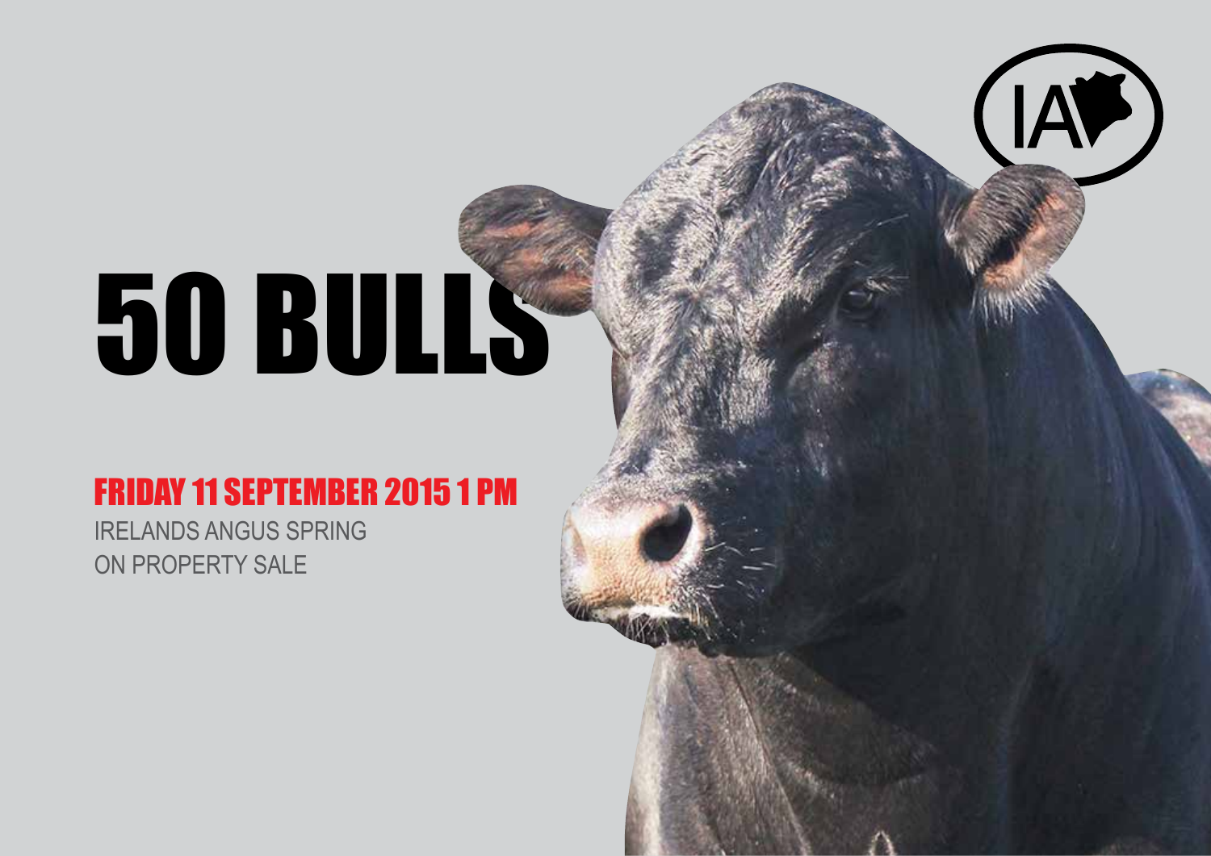# 50 BULLS

## FRIDAY 11 SEPTEMBER 2015 1 PM

IRELANDS ANGUS SPRING
ON PROPERTY SALE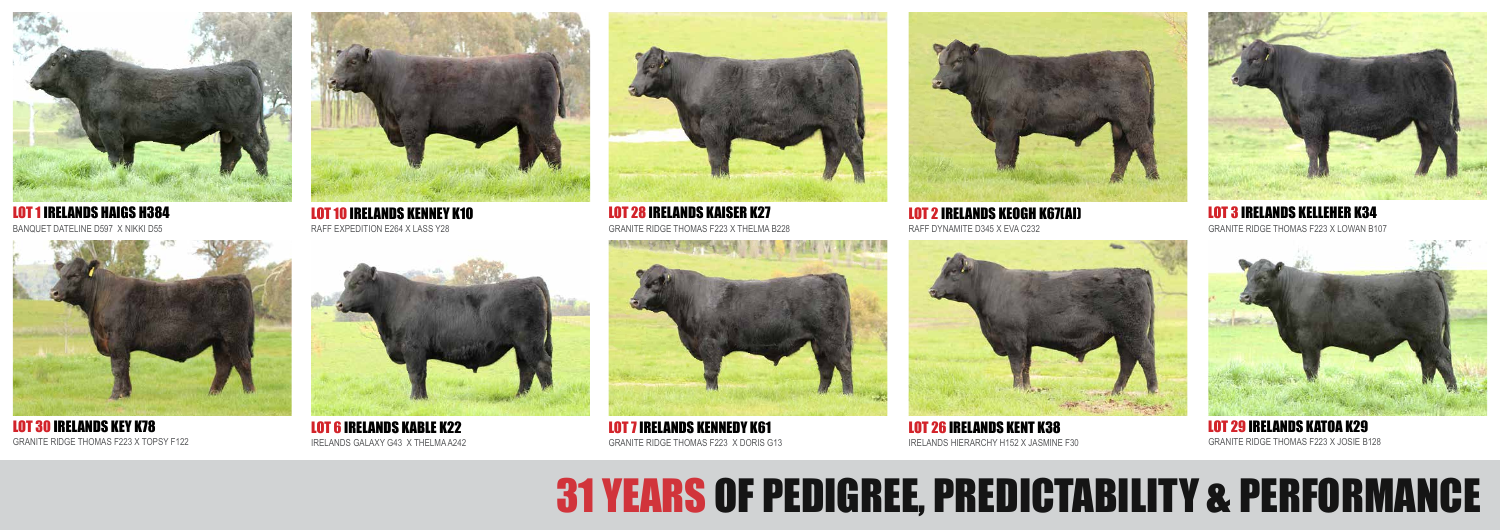**LOT 1** IRELANDS HAIGS H384
BANQUET DATELINE D597 X NIKKI D55

**LOT 10** IRELANDS KENNEY K10
RAFF EXPEDITION E264 X LASS Y28

**LOT 28** IRELANDS KAISER K27
GRANITE RIDGE THOMAS F223 X THELMA B228

**LOT 2** IRELANDS KEOGH K67(AI)
RAFF DYNAMITE D345 X EVA C232

**LOT 3** IRELANDS KELLEHER K34
GRANITE RIDGE THOMAS F223 X LOWAN B107

**LOT 30** IRELANDS KEY K78
GRANITE RIDGE THOMAS F223 X TOPSY F122

**LOT 6** IRELANDS KABLE K22
IRELANDS GALAXY G43 X THELMA A242

**LOT 7** IRELANDS KENNEDY K61
GRANITE RIDGE THOMAS F223 X DORIS G13

**LOT 26** IRELANDS KENT K38
IRELANDS HIERARCHY H152 X JASMINE F30

**LOT 29** IRELANDS KATOA K29
GRANITE RIDGE THOMAS F223 X JOSIE B128

# 31 YEARS OF PEDIGREE, PREDICTABILITY & PERFORMANCE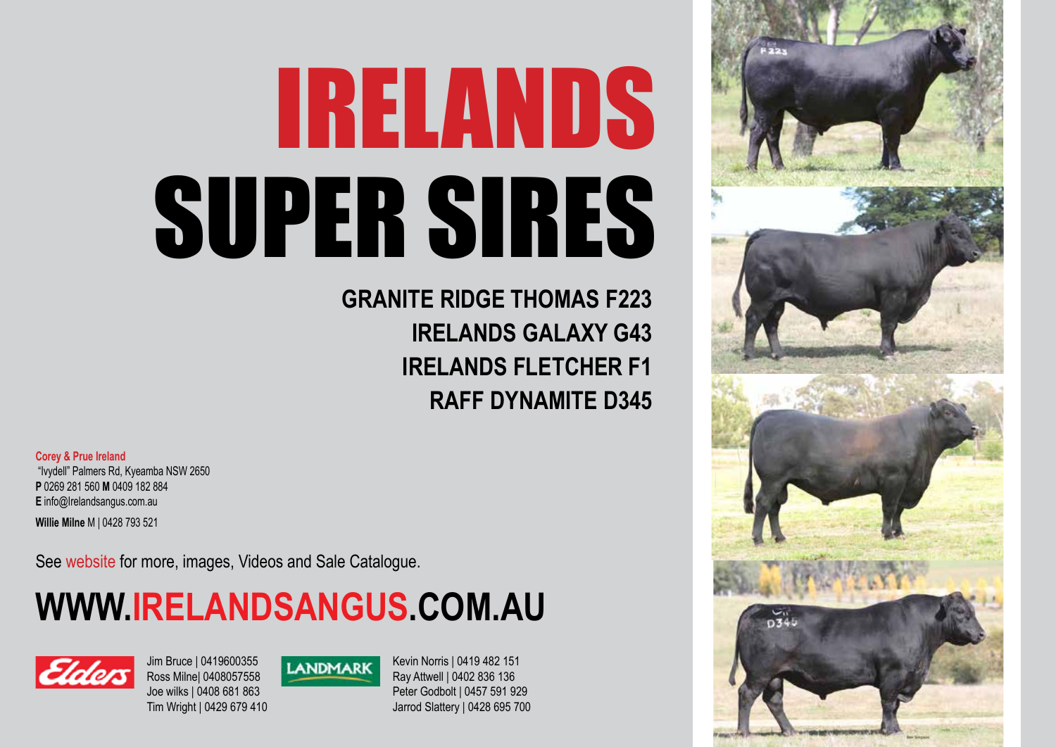# IRELANDS SUPER SIRES

**GRANITE RIDGE THOMAS F223**
**IRELANDS GALAXY G43**
**IRELANDS FLETCHER F1**
**RAFF DYNAMITE D345**

**Corey & Prue Ireland**
"Ivydell" Palmers Rd, Kyeamba NSW 2650
**P** 0269 281 560 **M** 0409 182 884
**E** info@Irelandsangus.com.au

**Willie Milne** M | 0428 793 521

See website for more, images, Videos and Sale Catalogue.

## WWW.IRELANDSANGUS.COM.AU

Elders

Jim Bruce | 0419600355
Ross Milne| 0408057558
Joe wilks | 0408 681 863
Tim Wright | 0429 679 410

LANDMARK

Kevin Norris | 0419 482 151
Ray Attwell | 0402 836 136
Peter Godbolt | 0457 591 929
Jarrod Slattery | 0428 695 700